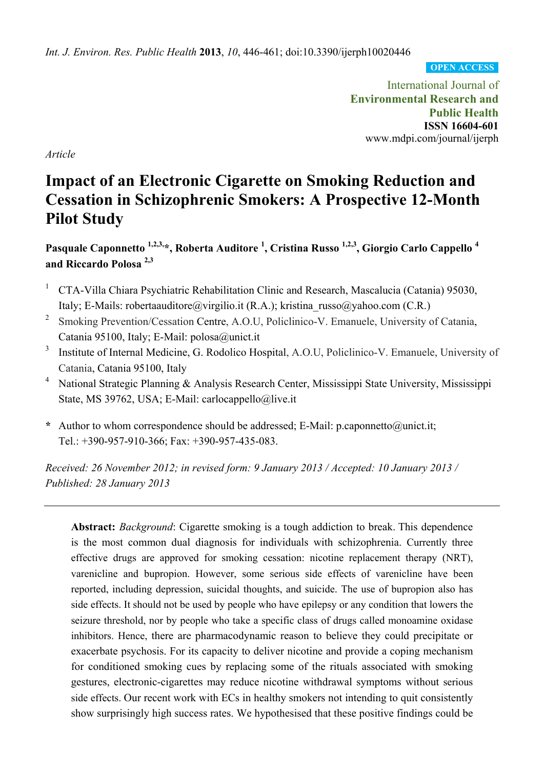Article

# Impact of an Electronic Cigarette on Smoking Reduction and Cessation in Schizophrenic Smokers: A Prospective 12-Month Pilot Study

**Pasquale Caponnetto [1,2,3,*], Roberta Auditore [1], Cristina Russo [1,2,3], Giorgio Carlo Cappello [4] and Riccardo Polosa [2,3]**

[1] CTA-Villa Chiara Psychiatric Rehabilitation Clinic and Research, Mascalucia (Catania) 95030, Italy; E-Mails: robertaauditore@virgilio.it (R.A.); kristina_russo@yahoo.com (C.R.)

[2] Smoking Prevention/Cessation Centre, A.O.U, Policlinico-V. Emanuele, University of Catania, Catania 95100, Italy; E-Mail: polosa@unict.it

[3] Institute of Internal Medicine, G. Rodolico Hospital, A.O.U, Policlinico-V. Emanuele, University of Catania, Catania 95100, Italy

[4] National Strategic Planning & Analysis Research Center, Mississippi State University, Mississippi State, MS 39762, USA; E-Mail: carlocappello@live.it

\* Author to whom correspondence should be addressed; E-Mail: p.caponnetto@unict.it; Tel.: +390-957-910-366; Fax: +390-957-435-083.

*Received: 26 November 2012; in revised form: 9 January 2013 / Accepted: 10 January 2013 / Published: 28 January 2013*

---

**Abstract:** *Background*: Cigarette smoking is a tough addiction to break. This dependence is the most common dual diagnosis for individuals with schizophrenia. Currently three effective drugs are approved for smoking cessation: nicotine replacement therapy (NRT), varenicline and bupropion. However, some serious side effects of varenicline have been reported, including depression, suicidal thoughts, and suicide. The use of bupropion also has side effects. It should not be used by people who have epilepsy or any condition that lowers the seizure threshold, nor by people who take a specific class of drugs called monoamine oxidase inhibitors. Hence, there are pharmacodynamic reason to believe they could precipitate or exacerbate psychosis. For its capacity to deliver nicotine and provide a coping mechanism for conditioned smoking cues by replacing some of the rituals associated with smoking gestures, electronic-cigarettes may reduce nicotine withdrawal symptoms without serious side effects. Our recent work with ECs in healthy smokers not intending to quit consistently show surprisingly high success rates. We hypothesised that these positive findings could be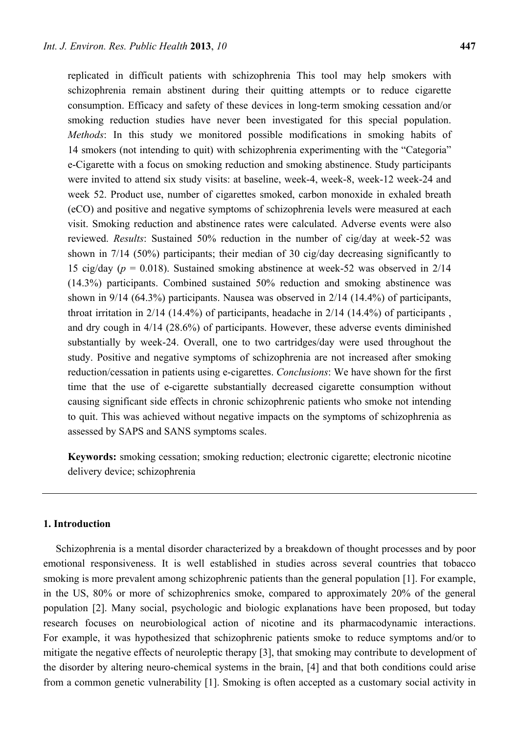replicated in difficult patients with schizophrenia This tool may help smokers with schizophrenia remain abstinent during their quitting attempts or to reduce cigarette consumption. Efficacy and safety of these devices in long-term smoking cessation and/or smoking reduction studies have never been investigated for this special population. *Methods*: In this study we monitored possible modifications in smoking habits of 14 smokers (not intending to quit) with schizophrenia experimenting with the "Categoria" e-Cigarette with a focus on smoking reduction and smoking abstinence. Study participants were invited to attend six study visits: at baseline, week-4, week-8, week-12 week-24 and week 52. Product use, number of cigarettes smoked, carbon monoxide in exhaled breath (eCO) and positive and negative symptoms of schizophrenia levels were measured at each visit. Smoking reduction and abstinence rates were calculated. Adverse events were also reviewed. *Results*: Sustained 50% reduction in the number of cig/day at week-52 was shown in 7/14 (50%) participants; their median of 30 cig/day decreasing significantly to 15 cig/day ($p$ = 0.018). Sustained smoking abstinence at week-52 was observed in 2/14 (14.3%) participants. Combined sustained 50% reduction and smoking abstinence was shown in 9/14 (64.3%) participants. Nausea was observed in 2/14 (14.4%) of participants, throat irritation in 2/14 (14.4%) of participants, headache in 2/14 (14.4%) of participants , and dry cough in 4/14 (28.6%) of participants. However, these adverse events diminished substantially by week-24. Overall, one to two cartridges/day were used throughout the study. Positive and negative symptoms of schizophrenia are not increased after smoking reduction/cessation in patients using e-cigarettes. *Conclusions*: We have shown for the first time that the use of e-cigarette substantially decreased cigarette consumption without causing significant side effects in chronic schizophrenic patients who smoke not intending to quit. This was achieved without negative impacts on the symptoms of schizophrenia as assessed by SAPS and SANS symptoms scales.

**Keywords:** smoking cessation; smoking reduction; electronic cigarette; electronic nicotine delivery device; schizophrenia

## 1. Introduction

Schizophrenia is a mental disorder characterized by a breakdown of thought processes and by poor emotional responsiveness. It is well established in studies across several countries that tobacco smoking is more prevalent among schizophrenic patients than the general population [1]. For example, in the US, 80% or more of schizophrenics smoke, compared to approximately 20% of the general population [2]. Many social, psychologic and biologic explanations have been proposed, but today research focuses on neurobiological action of nicotine and its pharmacodynamic interactions. For example, it was hypothesized that schizophrenic patients smoke to reduce symptoms and/or to mitigate the negative effects of neuroleptic therapy [3], that smoking may contribute to development of the disorder by altering neuro-chemical systems in the brain, [4] and that both conditions could arise from a common genetic vulnerability [1]. Smoking is often accepted as a customary social activity in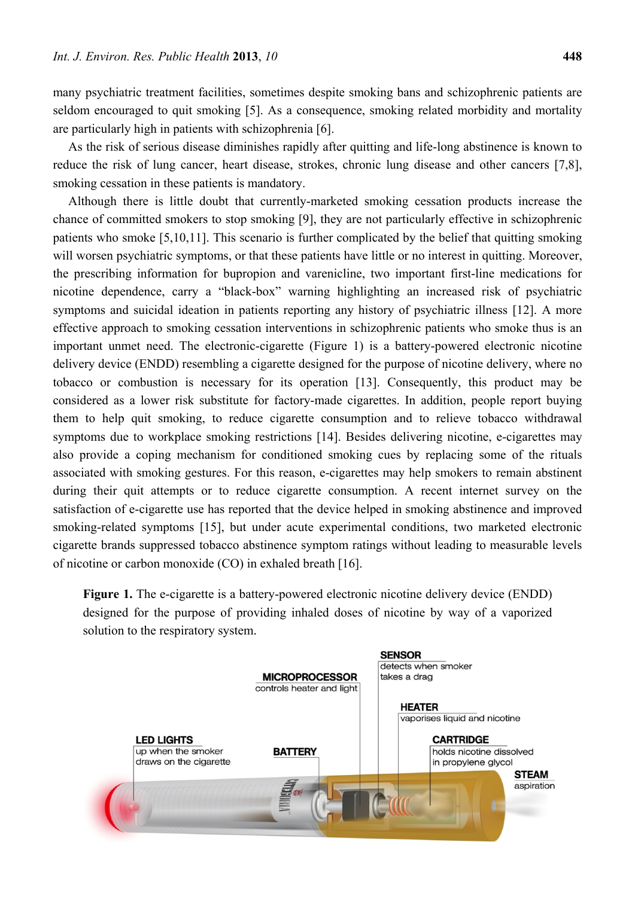many psychiatric treatment facilities, sometimes despite smoking bans and schizophrenic patients are seldom encouraged to quit smoking [5]. As a consequence, smoking related morbidity and mortality are particularly high in patients with schizophrenia [6].

As the risk of serious disease diminishes rapidly after quitting and life-long abstinence is known to reduce the risk of lung cancer, heart disease, strokes, chronic lung disease and other cancers [7,8], smoking cessation in these patients is mandatory.

Although there is little doubt that currently-marketed smoking cessation products increase the chance of committed smokers to stop smoking [9], they are not particularly effective in schizophrenic patients who smoke [5,10,11]. This scenario is further complicated by the belief that quitting smoking will worsen psychiatric symptoms, or that these patients have little or no interest in quitting. Moreover, the prescribing information for bupropion and varenicline, two important first-line medications for nicotine dependence, carry a "black-box" warning highlighting an increased risk of psychiatric symptoms and suicidal ideation in patients reporting any history of psychiatric illness [12]. A more effective approach to smoking cessation interventions in schizophrenic patients who smoke thus is an important unmet need. The electronic-cigarette (Figure 1) is a battery-powered electronic nicotine delivery device (ENDD) resembling a cigarette designed for the purpose of nicotine delivery, where no tobacco or combustion is necessary for its operation [13]. Consequently, this product may be considered as a lower risk substitute for factory-made cigarettes. In addition, people report buying them to help quit smoking, to reduce cigarette consumption and to relieve tobacco withdrawal symptoms due to workplace smoking restrictions [14]. Besides delivering nicotine, e-cigarettes may also provide a coping mechanism for conditioned smoking cues by replacing some of the rituals associated with smoking gestures. For this reason, e-cigarettes may help smokers to remain abstinent during their quit attempts or to reduce cigarette consumption. A recent internet survey on the satisfaction of e-cigarette use has reported that the device helped in smoking abstinence and improved smoking-related symptoms [15], but under acute experimental conditions, two marketed electronic cigarette brands suppressed tobacco abstinence symptom ratings without leading to measurable levels of nicotine or carbon monoxide (CO) in exhaled breath [16].

**Figure 1.** The e-cigarette is a battery-powered electronic nicotine delivery device (ENDD) designed for the purpose of providing inhaled doses of nicotine by way of a vaporized solution to the respiratory system.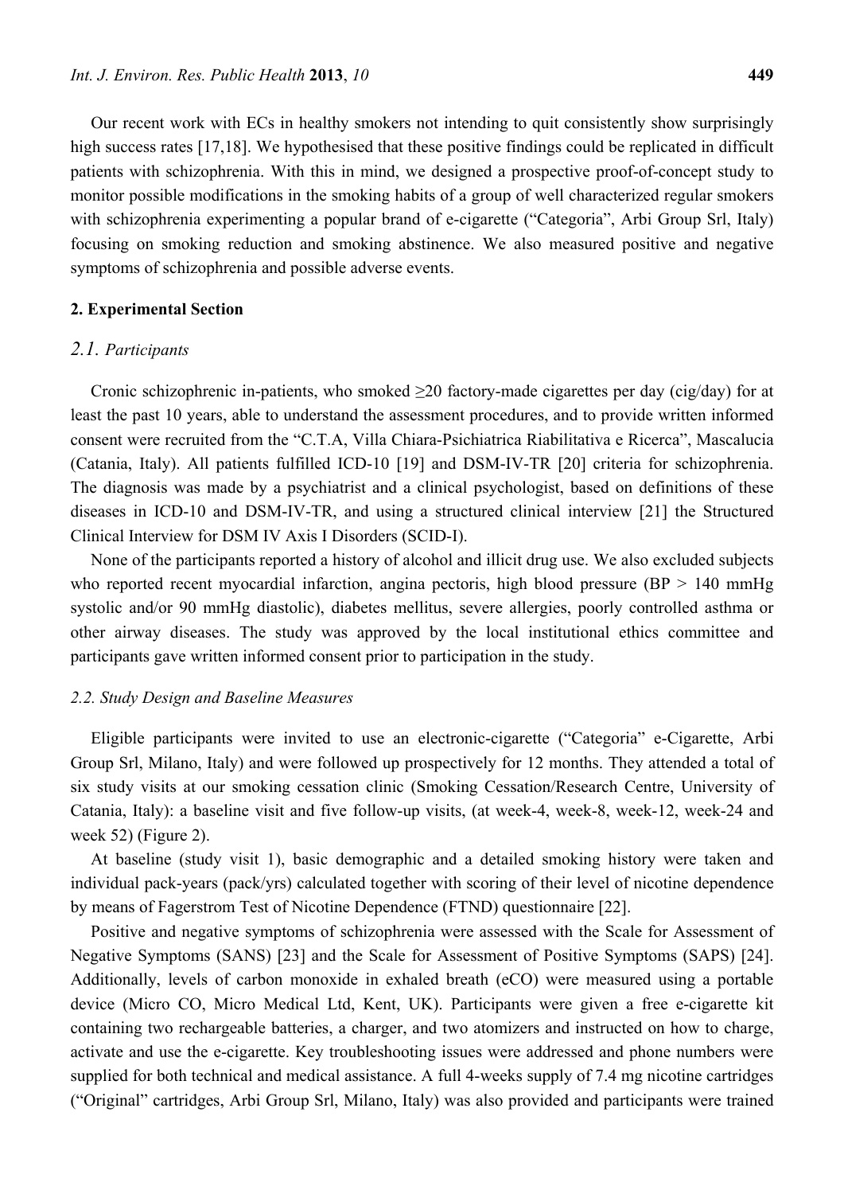Our recent work with ECs in healthy smokers not intending to quit consistently show surprisingly high success rates [17,18]. We hypothesised that these positive findings could be replicated in difficult patients with schizophrenia. With this in mind, we designed a prospective proof-of-concept study to monitor possible modifications in the smoking habits of a group of well characterized regular smokers with schizophrenia experimenting a popular brand of e-cigarette ("Categoria", Arbi Group Srl, Italy) focusing on smoking reduction and smoking abstinence. We also measured positive and negative symptoms of schizophrenia and possible adverse events.

## 2. Experimental Section

### 2.1. Participants

Cronic schizophrenic in-patients, who smoked ≥20 factory-made cigarettes per day (cig/day) for at least the past 10 years, able to understand the assessment procedures, and to provide written informed consent were recruited from the "C.T.A, Villa Chiara-Psichiatrica Riabilitativa e Ricerca", Mascalucia (Catania, Italy). All patients fulfilled ICD-10 [19] and DSM-IV-TR [20] criteria for schizophrenia. The diagnosis was made by a psychiatrist and a clinical psychologist, based on definitions of these diseases in ICD-10 and DSM-IV-TR, and using a structured clinical interview [21] the Structured Clinical Interview for DSM IV Axis I Disorders (SCID-I).

None of the participants reported a history of alcohol and illicit drug use. We also excluded subjects who reported recent myocardial infarction, angina pectoris, high blood pressure (BP > 140 mmHg systolic and/or 90 mmHg diastolic), diabetes mellitus, severe allergies, poorly controlled asthma or other airway diseases. The study was approved by the local institutional ethics committee and participants gave written informed consent prior to participation in the study.

### 2.2. Study Design and Baseline Measures

Eligible participants were invited to use an electronic-cigarette ("Categoria" e-Cigarette, Arbi Group Srl, Milano, Italy) and were followed up prospectively for 12 months. They attended a total of six study visits at our smoking cessation clinic (Smoking Cessation/Research Centre, University of Catania, Italy): a baseline visit and five follow-up visits, (at week-4, week-8, week-12, week-24 and week 52) (Figure 2).

At baseline (study visit 1), basic demographic and a detailed smoking history were taken and individual pack-years (pack/yrs) calculated together with scoring of their level of nicotine dependence by means of Fagerstrom Test of Nicotine Dependence (FTND) questionnaire [22].

Positive and negative symptoms of schizophrenia were assessed with the Scale for Assessment of Negative Symptoms (SANS) [23] and the Scale for Assessment of Positive Symptoms (SAPS) [24]. Additionally, levels of carbon monoxide in exhaled breath (eCO) were measured using a portable device (Micro CO, Micro Medical Ltd, Kent, UK). Participants were given a free e-cigarette kit containing two rechargeable batteries, a charger, and two atomizers and instructed on how to charge, activate and use the e-cigarette. Key troubleshooting issues were addressed and phone numbers were supplied for both technical and medical assistance. A full 4-weeks supply of 7.4 mg nicotine cartridges ("Original" cartridges, Arbi Group Srl, Milano, Italy) was also provided and participants were trained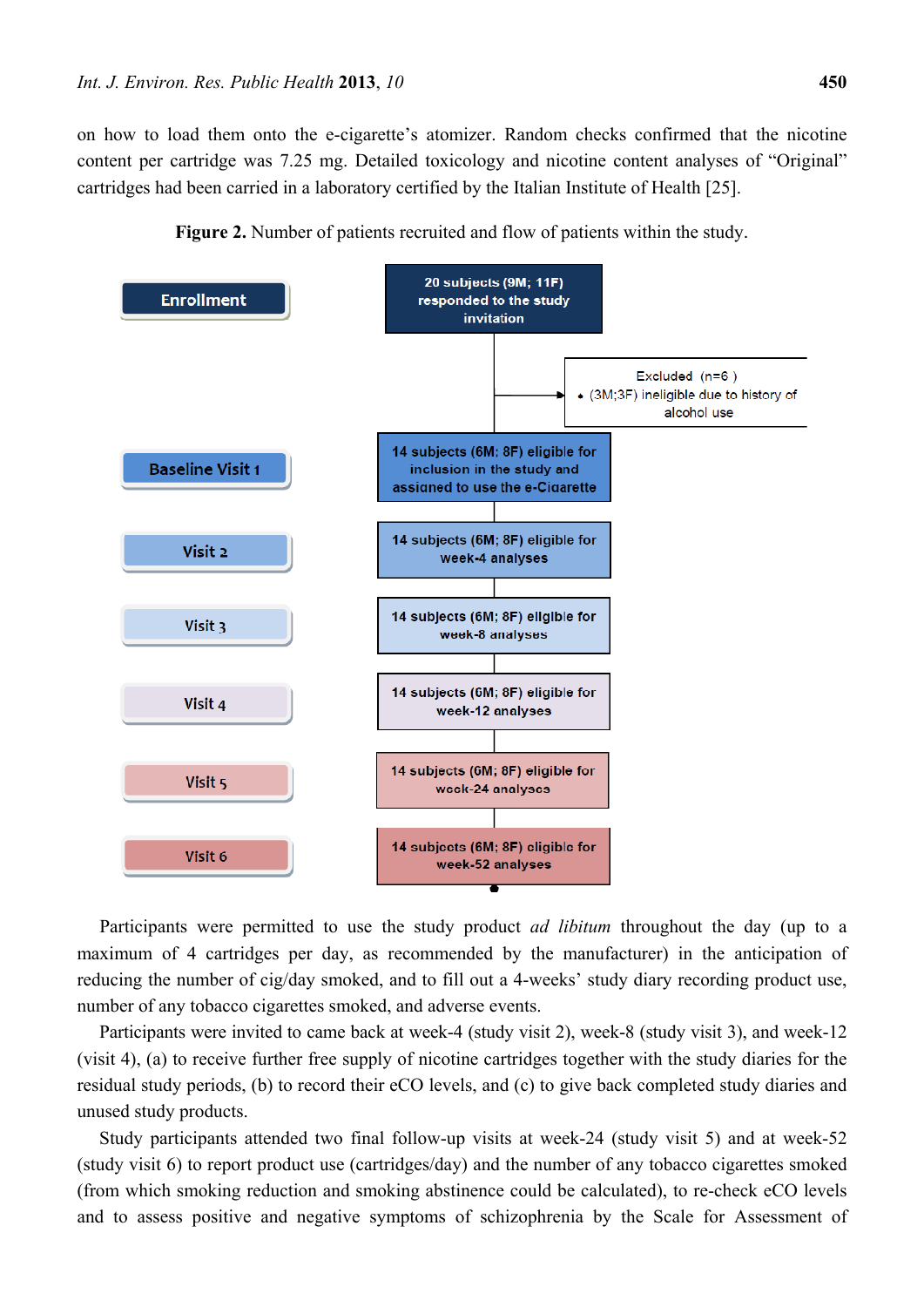on how to load them onto the e-cigarette's atomizer. Random checks confirmed that the nicotine content per cartridge was 7.25 mg. Detailed toxicology and nicotine content analyses of "Original" cartridges had been carried in a laboratory certified by the Italian Institute of Health [25].

**Figure 2.** Number of patients recruited and flow of patients within the study.

| Stage | Flow |
|---|---|
| Enrollment | 20 subjects (9M; 11F) responded to the study invitation |
| | Excluded (n=6) • (3M;3F) ineligible due to history of alcohol use |
| Baseline Visit 1 | 14 subjects (6M; 8F) eligible for inclusion in the study and assigned to use the e-Cigarette |
| Visit 2 | 14 subjects (6M; 8F) eligible for week-4 analyses |
| Visit 3 | 14 subjects (6M; 8F) eligible for week-8 analyses |
| Visit 4 | 14 subjects (6M; 8F) eligible for week-12 analyses |
| Visit 5 | 14 subjects (6M; 8F) eligible for week-24 analyses |
| Visit 6 | 14 subjects (6M; 8F) eligible for week-52 analyses |

Participants were permitted to use the study product *ad libitum* throughout the day (up to a maximum of 4 cartridges per day, as recommended by the manufacturer) in the anticipation of reducing the number of cig/day smoked, and to fill out a 4-weeks' study diary recording product use, number of any tobacco cigarettes smoked, and adverse events.

Participants were invited to came back at week-4 (study visit 2), week-8 (study visit 3), and week-12 (visit 4), (a) to receive further free supply of nicotine cartridges together with the study diaries for the residual study periods, (b) to record their eCO levels, and (c) to give back completed study diaries and unused study products.

Study participants attended two final follow-up visits at week-24 (study visit 5) and at week-52 (study visit 6) to report product use (cartridges/day) and the number of any tobacco cigarettes smoked (from which smoking reduction and smoking abstinence could be calculated), to re-check eCO levels and to assess positive and negative symptoms of schizophrenia by the Scale for Assessment of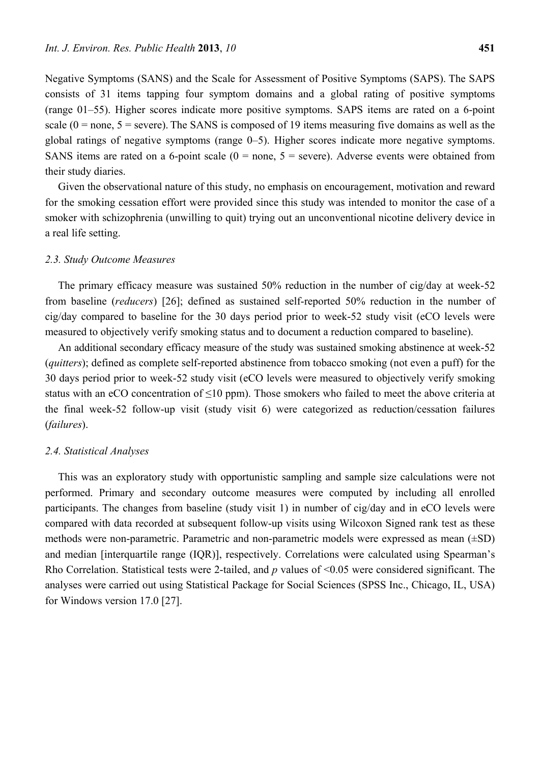Negative Symptoms (SANS) and the Scale for Assessment of Positive Symptoms (SAPS). The SAPS consists of 31 items tapping four symptom domains and a global rating of positive symptoms (range 01–55). Higher scores indicate more positive symptoms. SAPS items are rated on a 6-point scale (0 = none, 5 = severe). The SANS is composed of 19 items measuring five domains as well as the global ratings of negative symptoms (range 0–5). Higher scores indicate more negative symptoms. SANS items are rated on a 6-point scale (0 = none, 5 = severe). Adverse events were obtained from their study diaries.

Given the observational nature of this study, no emphasis on encouragement, motivation and reward for the smoking cessation effort were provided since this study was intended to monitor the case of a smoker with schizophrenia (unwilling to quit) trying out an unconventional nicotine delivery device in a real life setting.

### 2.3. Study Outcome Measures

The primary efficacy measure was sustained 50% reduction in the number of cig/day at week-52 from baseline (*reducers*) [26]; defined as sustained self-reported 50% reduction in the number of cig/day compared to baseline for the 30 days period prior to week-52 study visit (eCO levels were measured to objectively verify smoking status and to document a reduction compared to baseline).

An additional secondary efficacy measure of the study was sustained smoking abstinence at week-52 (*quitters*); defined as complete self-reported abstinence from tobacco smoking (not even a puff) for the 30 days period prior to week-52 study visit (eCO levels were measured to objectively verify smoking status with an eCO concentration of ≤10 ppm). Those smokers who failed to meet the above criteria at the final week-52 follow-up visit (study visit 6) were categorized as reduction/cessation failures (*failures*).

### 2.4. Statistical Analyses

This was an exploratory study with opportunistic sampling and sample size calculations were not performed. Primary and secondary outcome measures were computed by including all enrolled participants. The changes from baseline (study visit 1) in number of cig/day and in eCO levels were compared with data recorded at subsequent follow-up visits using Wilcoxon Signed rank test as these methods were non-parametric. Parametric and non-parametric models were expressed as mean (±SD) and median [interquartile range (IQR)], respectively. Correlations were calculated using Spearman's Rho Correlation. Statistical tests were 2-tailed, and $p$ values of <0.05 were considered significant. The analyses were carried out using Statistical Package for Social Sciences (SPSS Inc., Chicago, IL, USA) for Windows version 17.0 [27].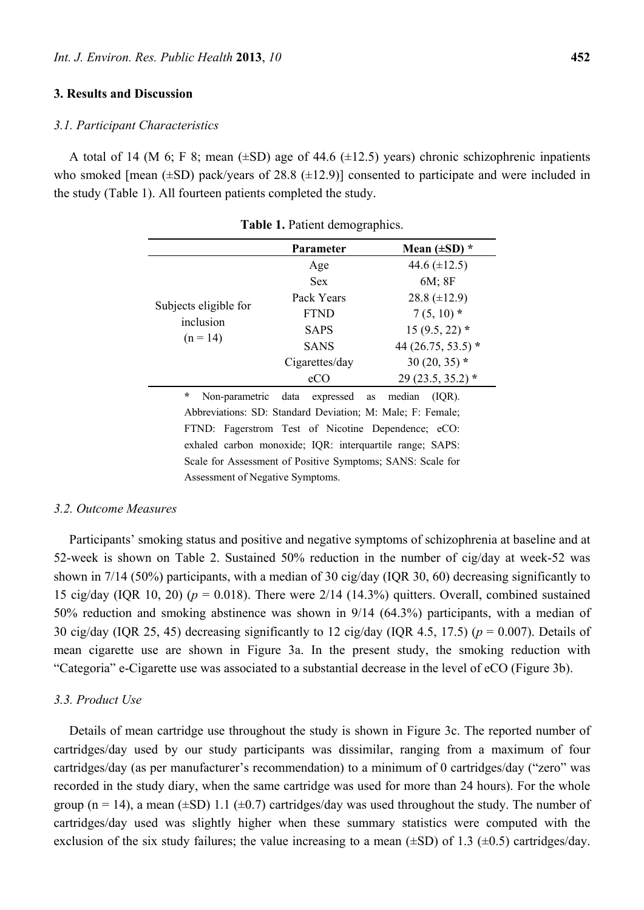## 3. Results and Discussion

### 3.1. Participant Characteristics

A total of 14 (M 6; F 8; mean (±SD) age of 44.6 (±12.5) years) chronic schizophrenic inpatients who smoked [mean (±SD) pack/years of 28.8 (±12.9)] consented to participate and were included in the study (Table 1). All fourteen patients completed the study.

**Table 1.** Patient demographics.

| | Parameter | Mean (±SD) * |
|---|---|---|
| Subjects eligible for inclusion (n = 14) | Age | 44.6 (±12.5) |
| | Sex | 6M; 8F |
| | Pack Years | 28.8 (±12.9) |
| | FTND | 7 (5, 10) * |
| | SAPS | 15 (9.5, 22) * |
| | SANS | 44 (26.75, 53.5) * |
| | Cigarettes/day | 30 (20, 35) * |
| | eCO | 29 (23.5, 35.2) * |

\* Non-parametric data expressed as median (IQR). Abbreviations: SD: Standard Deviation; M: Male; F: Female; FTND: Fagerstrom Test of Nicotine Dependence; eCO: exhaled carbon monoxide; IQR: interquartile range; SAPS: Scale for Assessment of Positive Symptoms; SANS: Scale for Assessment of Negative Symptoms.

### 3.2. Outcome Measures

Participants' smoking status and positive and negative symptoms of schizophrenia at baseline and at 52-week is shown on Table 2. Sustained 50% reduction in the number of cig/day at week-52 was shown in 7/14 (50%) participants, with a median of 30 cig/day (IQR 30, 60) decreasing significantly to 15 cig/day (IQR 10, 20) ($p = 0.018$). There were 2/14 (14.3%) quitters. Overall, combined sustained 50% reduction and smoking abstinence was shown in 9/14 (64.3%) participants, with a median of 30 cig/day (IQR 25, 45) decreasing significantly to 12 cig/day (IQR 4.5, 17.5) ($p = 0.007$). Details of mean cigarette use are shown in Figure 3a. In the present study, the smoking reduction with "Categoria" e-Cigarette use was associated to a substantial decrease in the level of eCO (Figure 3b).

### 3.3. Product Use

Details of mean cartridge use throughout the study is shown in Figure 3c. The reported number of cartridges/day used by our study participants was dissimilar, ranging from a maximum of four cartridges/day (as per manufacturer's recommendation) to a minimum of 0 cartridges/day ("zero" was recorded in the study diary, when the same cartridge was used for more than 24 hours). For the whole group (n = 14), a mean (±SD) 1.1 (±0.7) cartridges/day was used throughout the study. The number of cartridges/day used was slightly higher when these summary statistics were computed with the exclusion of the six study failures; the value increasing to a mean (±SD) of 1.3 (±0.5) cartridges/day.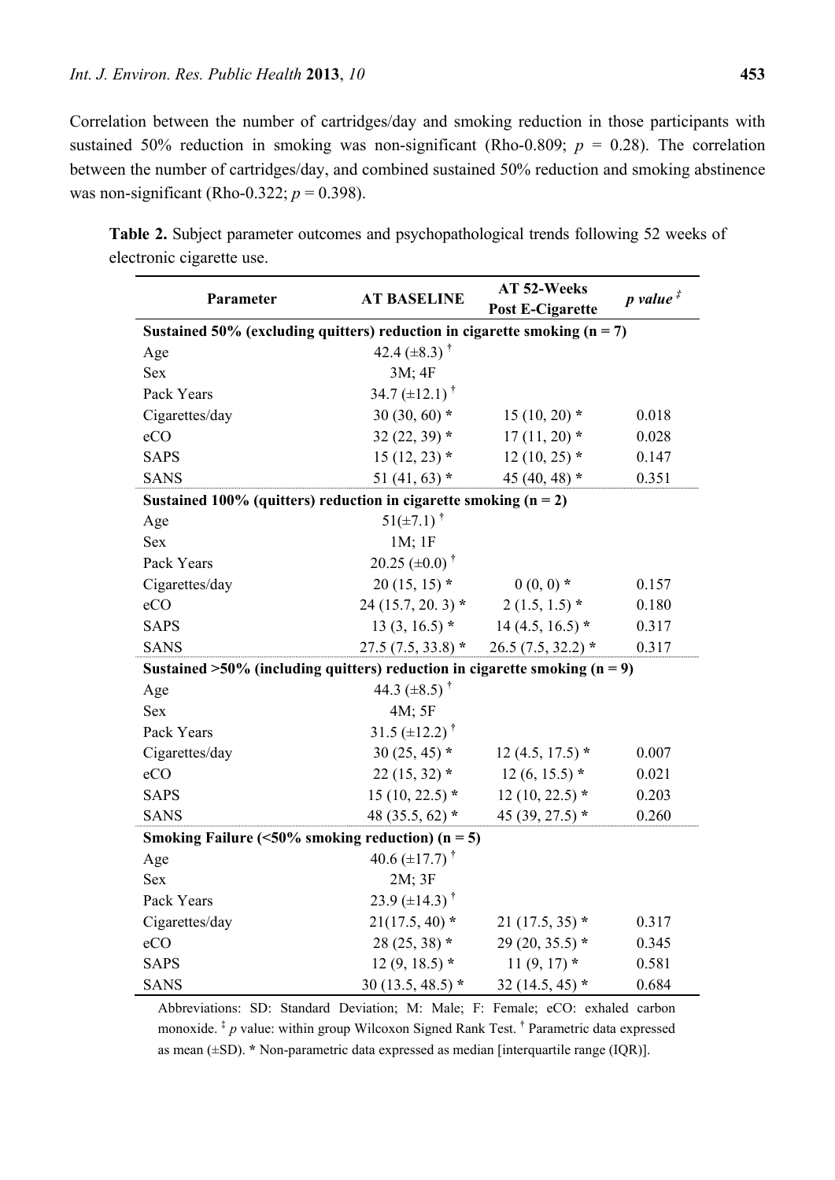Correlation between the number of cartridges/day and smoking reduction in those participants with sustained 50% reduction in smoking was non-significant (Rho-0.809; $p$ = 0.28). The correlation between the number of cartridges/day, and combined sustained 50% reduction and smoking abstinence was non-significant (Rho-0.322; $p$ = 0.398).

**Table 2.** Subject parameter outcomes and psychopathological trends following 52 weeks of electronic cigarette use.

| Parameter | AT BASELINE | AT 52-Weeks Post E-Cigarette | $p$ value [‡] |
|---|---|---|---|
| **Sustained 50% (excluding quitters) reduction in cigarette smoking (n = 7)** | | | |
| Age | 42.4 (±8.3) [†] | | |
| Sex | 3M; 4F | | |
| Pack Years | 34.7 (±12.1) [†] | | |
| Cigarettes/day | 30 (30, 60) * | 15 (10, 20) * | 0.018 |
| eCO | 32 (22, 39) * | 17 (11, 20) * | 0.028 |
| SAPS | 15 (12, 23) * | 12 (10, 25) * | 0.147 |
| SANS | 51 (41, 63) * | 45 (40, 48) * | 0.351 |
| **Sustained 100% (quitters) reduction in cigarette smoking (n = 2)** | | | |
| Age | 51(±7.1) [†] | | |
| Sex | 1M; 1F | | |
| Pack Years | 20.25 (±0.0) [†] | | |
| Cigarettes/day | 20 (15, 15) * | 0 (0, 0) * | 0.157 |
| eCO | 24 (15.7, 20. 3) * | 2 (1.5, 1.5) * | 0.180 |
| SAPS | 13 (3, 16.5) * | 14 (4.5, 16.5) * | 0.317 |
| SANS | 27.5 (7.5, 33.8) * | 26.5 (7.5, 32.2) * | 0.317 |
| **Sustained >50% (including quitters) reduction in cigarette smoking (n = 9)** | | | |
| Age | 44.3 (±8.5) [†] | | |
| Sex | 4M; 5F | | |
| Pack Years | 31.5 (±12.2) [†] | | |
| Cigarettes/day | 30 (25, 45) * | 12 (4.5, 17.5) * | 0.007 |
| eCO | 22 (15, 32) * | 12 (6, 15.5) * | 0.021 |
| SAPS | 15 (10, 22.5) * | 12 (10, 22.5) * | 0.203 |
| SANS | 48 (35.5, 62) * | 45 (39, 27.5) * | 0.260 |
| **Smoking Failure (<50% smoking reduction) (n = 5)** | | | |
| Age | 40.6 (±17.7) [†] | | |
| Sex | 2M; 3F | | |
| Pack Years | 23.9 (±14.3) [†] | | |
| Cigarettes/day | 21(17.5, 40) * | 21 (17.5, 35) * | 0.317 |
| eCO | 28 (25, 38) * | 29 (20, 35.5) * | 0.345 |
| SAPS | 12 (9, 18.5) * | 11 (9, 17) * | 0.581 |
| SANS | 30 (13.5, 48.5) * | 32 (14.5, 45) * | 0.684 |

Abbreviations: SD: Standard Deviation; M: Male; F: Female; eCO: exhaled carbon monoxide. [‡] $p$ value: within group Wilcoxon Signed Rank Test. [†] Parametric data expressed as mean (±SD). * Non-parametric data expressed as median [interquartile range (IQR)].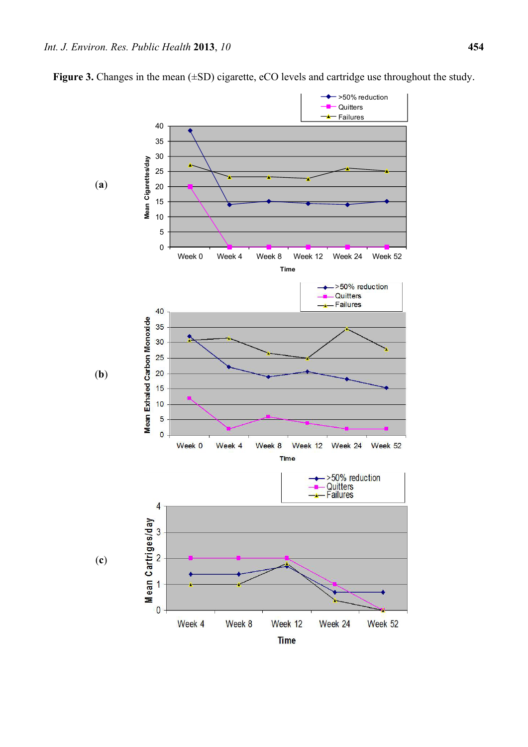**Figure 3.** Changes in the mean (±SD) cigarette, eCO levels and cartridge use throughout the study.

(a)

(b)

(c)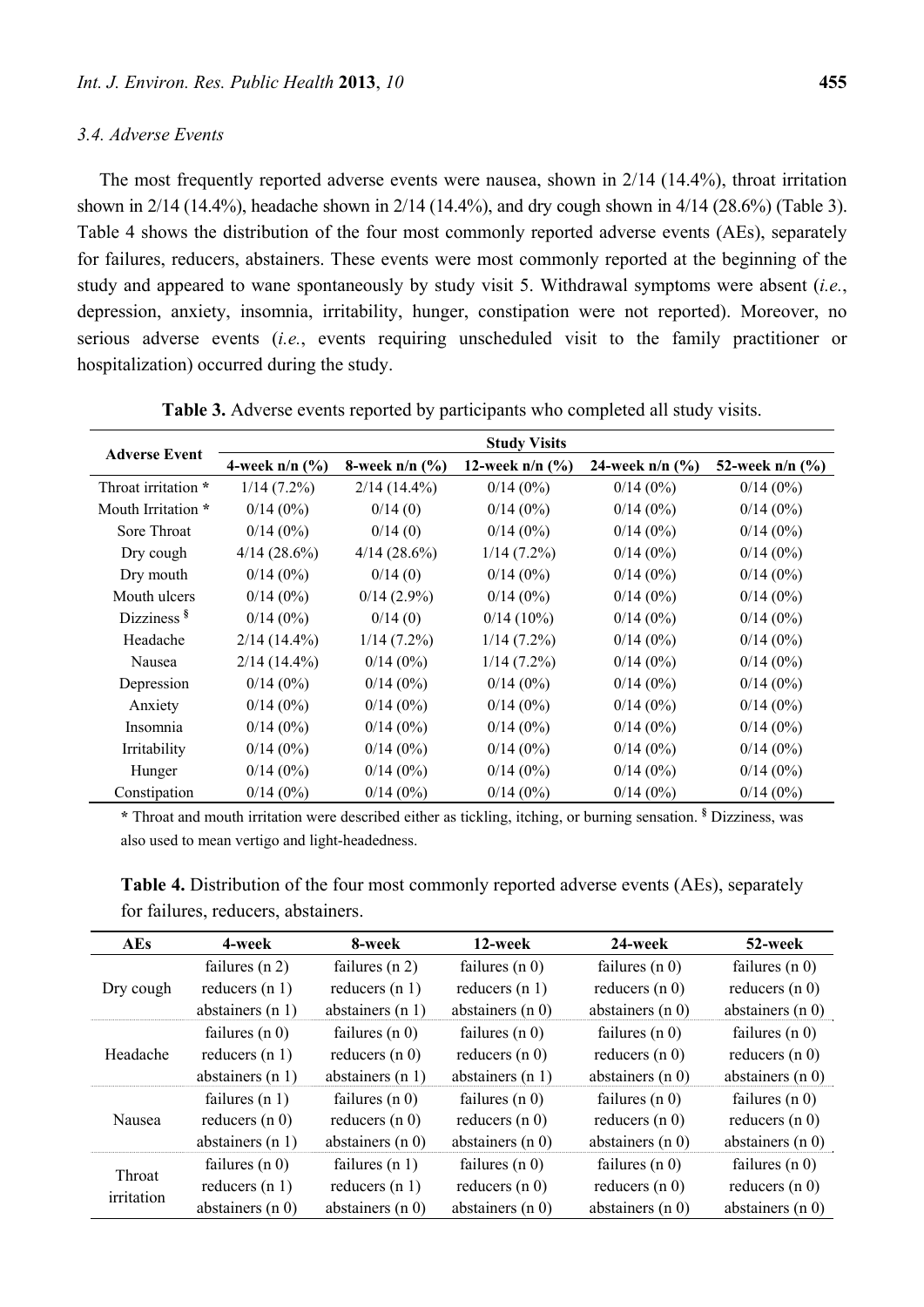### 3.4. Adverse Events

The most frequently reported adverse events were nausea, shown in 2/14 (14.4%), throat irritation shown in 2/14 (14.4%), headache shown in 2/14 (14.4%), and dry cough shown in 4/14 (28.6%) (Table 3). Table 4 shows the distribution of the four most commonly reported adverse events (AEs), separately for failures, reducers, abstainers. These events were most commonly reported at the beginning of the study and appeared to wane spontaneously by study visit 5. Withdrawal symptoms were absent (*i.e.*, depression, anxiety, insomnia, irritability, hunger, constipation were not reported). Moreover, no serious adverse events (*i.e.*, events requiring unscheduled visit to the family practitioner or hospitalization) occurred during the study.

**Table 3.** Adverse events reported by participants who completed all study visits.

| Adverse Event | Study Visits | | | | |
|---|---|---|---|---|---|
| | **4-week n/n (%)** | **8-week n/n (%)** | **12-week n/n (%)** | **24-week n/n (%)** | **52-week n/n (%)** |
| Throat irritation * | 1/14 (7.2%) | 2/14 (14.4%) | 0/14 (0%) | 0/14 (0%) | 0/14 (0%) |
| Mouth Irritation * | 0/14 (0%) | 0/14 (0) | 0/14 (0%) | 0/14 (0%) | 0/14 (0%) |
| Sore Throat | 0/14 (0%) | 0/14 (0) | 0/14 (0%) | 0/14 (0%) | 0/14 (0%) |
| Dry cough | 4/14 (28.6%) | 4/14 (28.6%) | 1/14 (7.2%) | 0/14 (0%) | 0/14 (0%) |
| Dry mouth | 0/14 (0%) | 0/14 (0) | 0/14 (0%) | 0/14 (0%) | 0/14 (0%) |
| Mouth ulcers | 0/14 (0%) | 0/14 (2.9%) | 0/14 (0%) | 0/14 (0%) | 0/14 (0%) |
| Dizziness § | 0/14 (0%) | 0/14 (0) | 0/14 (10%) | 0/14 (0%) | 0/14 (0%) |
| Headache | 2/14 (14.4%) | 1/14 (7.2%) | 1/14 (7.2%) | 0/14 (0%) | 0/14 (0%) |
| Nausea | 2/14 (14.4%) | 0/14 (0%) | 1/14 (7.2%) | 0/14 (0%) | 0/14 (0%) |
| Depression | 0/14 (0%) | 0/14 (0%) | 0/14 (0%) | 0/14 (0%) | 0/14 (0%) |
| Anxiety | 0/14 (0%) | 0/14 (0%) | 0/14 (0%) | 0/14 (0%) | 0/14 (0%) |
| Insomnia | 0/14 (0%) | 0/14 (0%) | 0/14 (0%) | 0/14 (0%) | 0/14 (0%) |
| Irritability | 0/14 (0%) | 0/14 (0%) | 0/14 (0%) | 0/14 (0%) | 0/14 (0%) |
| Hunger | 0/14 (0%) | 0/14 (0%) | 0/14 (0%) | 0/14 (0%) | 0/14 (0%) |
| Constipation | 0/14 (0%) | 0/14 (0%) | 0/14 (0%) | 0/14 (0%) | 0/14 (0%) |

**\*** Throat and mouth irritation were described either as tickling, itching, or burning sensation. **§** Dizziness, was also used to mean vertigo and light-headedness.

**Table 4.** Distribution of the four most commonly reported adverse events (AEs), separately for failures, reducers, abstainers.

| AEs | 4-week | 8-week | 12-week | 24-week | 52-week |
|---|---|---|---|---|---|
| Dry cough | failures (n 2) | failures (n 2) | failures (n 0) | failures (n 0) | failures (n 0) |
| | reducers (n 1) | reducers (n 1) | reducers (n 1) | reducers (n 0) | reducers (n 0) |
| | abstainers (n 1) | abstainers (n 1) | abstainers (n 0) | abstainers (n 0) | abstainers (n 0) |
| Headache | failures (n 0) | failures (n 0) | failures (n 0) | failures (n 0) | failures (n 0) |
| | reducers (n 1) | reducers (n 0) | reducers (n 0) | reducers (n 0) | reducers (n 0) |
| | abstainers (n 1) | abstainers (n 1) | abstainers (n 1) | abstainers (n 0) | abstainers (n 0) |
| Nausea | failures (n 1) | failures (n 0) | failures (n 0) | failures (n 0) | failures (n 0) |
| | reducers (n 0) | reducers (n 0) | reducers (n 0) | reducers (n 0) | reducers (n 0) |
| | abstainers (n 1) | abstainers (n 0) | abstainers (n 0) | abstainers (n 0) | abstainers (n 0) |
| Throat irritation | failures (n 0) | failures (n 1) | failures (n 0) | failures (n 0) | failures (n 0) |
| | reducers (n 1) | reducers (n 1) | reducers (n 0) | reducers (n 0) | reducers (n 0) |
| | abstainers (n 0) | abstainers (n 0) | abstainers (n 0) | abstainers (n 0) | abstainers (n 0) |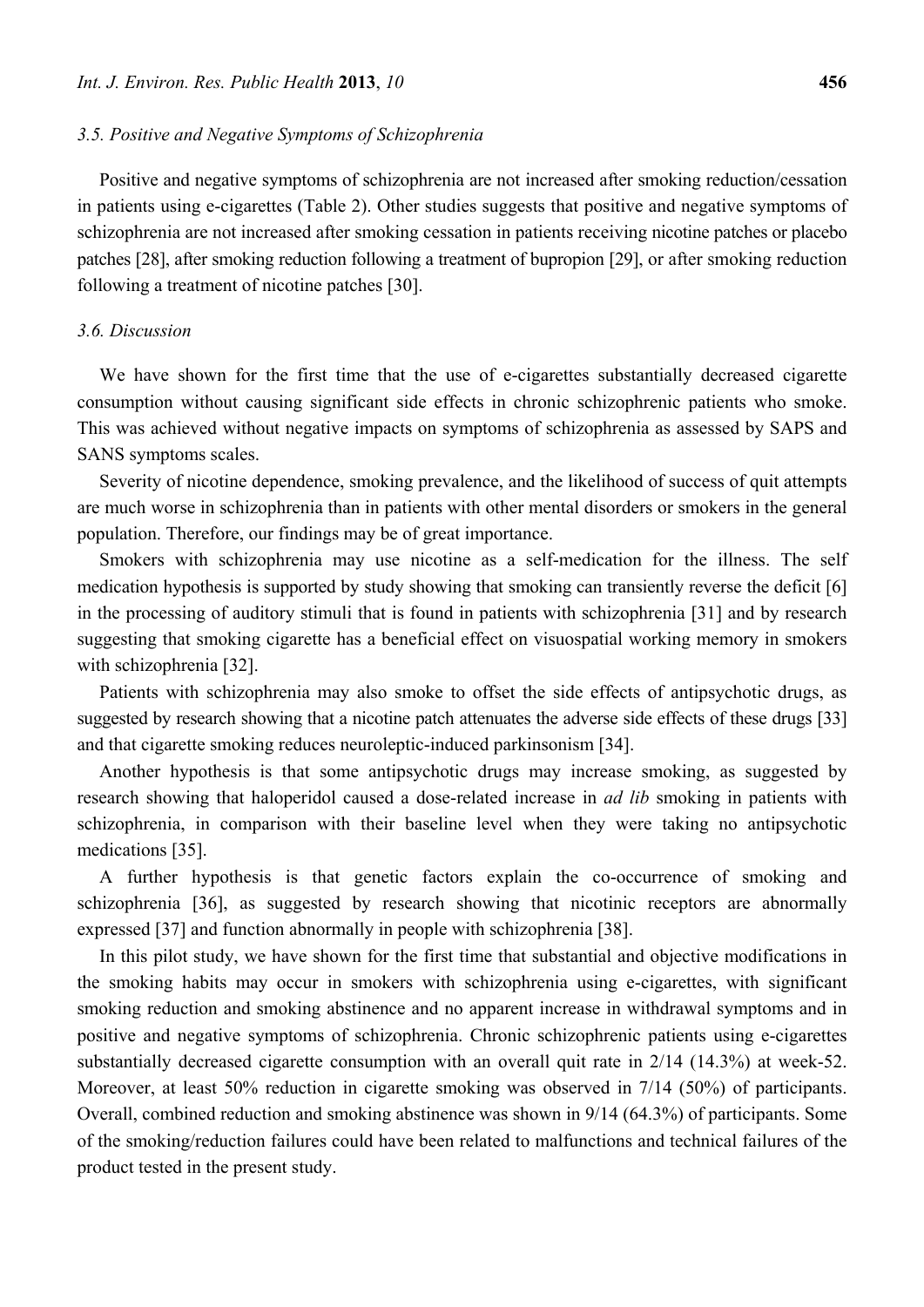### 3.5. Positive and Negative Symptoms of Schizophrenia

Positive and negative symptoms of schizophrenia are not increased after smoking reduction/cessation in patients using e-cigarettes (Table 2). Other studies suggests that positive and negative symptoms of schizophrenia are not increased after smoking cessation in patients receiving nicotine patches or placebo patches [28], after smoking reduction following a treatment of bupropion [29], or after smoking reduction following a treatment of nicotine patches [30].

### 3.6. Discussion

We have shown for the first time that the use of e-cigarettes substantially decreased cigarette consumption without causing significant side effects in chronic schizophrenic patients who smoke. This was achieved without negative impacts on symptoms of schizophrenia as assessed by SAPS and SANS symptoms scales.

Severity of nicotine dependence, smoking prevalence, and the likelihood of success of quit attempts are much worse in schizophrenia than in patients with other mental disorders or smokers in the general population. Therefore, our findings may be of great importance.

Smokers with schizophrenia may use nicotine as a self-medication for the illness. The self medication hypothesis is supported by study showing that smoking can transiently reverse the deficit [6] in the processing of auditory stimuli that is found in patients with schizophrenia [31] and by research suggesting that smoking cigarette has a beneficial effect on visuospatial working memory in smokers with schizophrenia [32].

Patients with schizophrenia may also smoke to offset the side effects of antipsychotic drugs, as suggested by research showing that a nicotine patch attenuates the adverse side effects of these drugs [33] and that cigarette smoking reduces neuroleptic-induced parkinsonism [34].

Another hypothesis is that some antipsychotic drugs may increase smoking, as suggested by research showing that haloperidol caused a dose-related increase in *ad lib* smoking in patients with schizophrenia, in comparison with their baseline level when they were taking no antipsychotic medications [35].

A further hypothesis is that genetic factors explain the co-occurrence of smoking and schizophrenia [36], as suggested by research showing that nicotinic receptors are abnormally expressed [37] and function abnormally in people with schizophrenia [38].

In this pilot study, we have shown for the first time that substantial and objective modifications in the smoking habits may occur in smokers with schizophrenia using e-cigarettes, with significant smoking reduction and smoking abstinence and no apparent increase in withdrawal symptoms and in positive and negative symptoms of schizophrenia. Chronic schizophrenic patients using e-cigarettes substantially decreased cigarette consumption with an overall quit rate in 2/14 (14.3%) at week-52. Moreover, at least 50% reduction in cigarette smoking was observed in 7/14 (50%) of participants. Overall, combined reduction and smoking abstinence was shown in 9/14 (64.3%) of participants. Some of the smoking/reduction failures could have been related to malfunctions and technical failures of the product tested in the present study.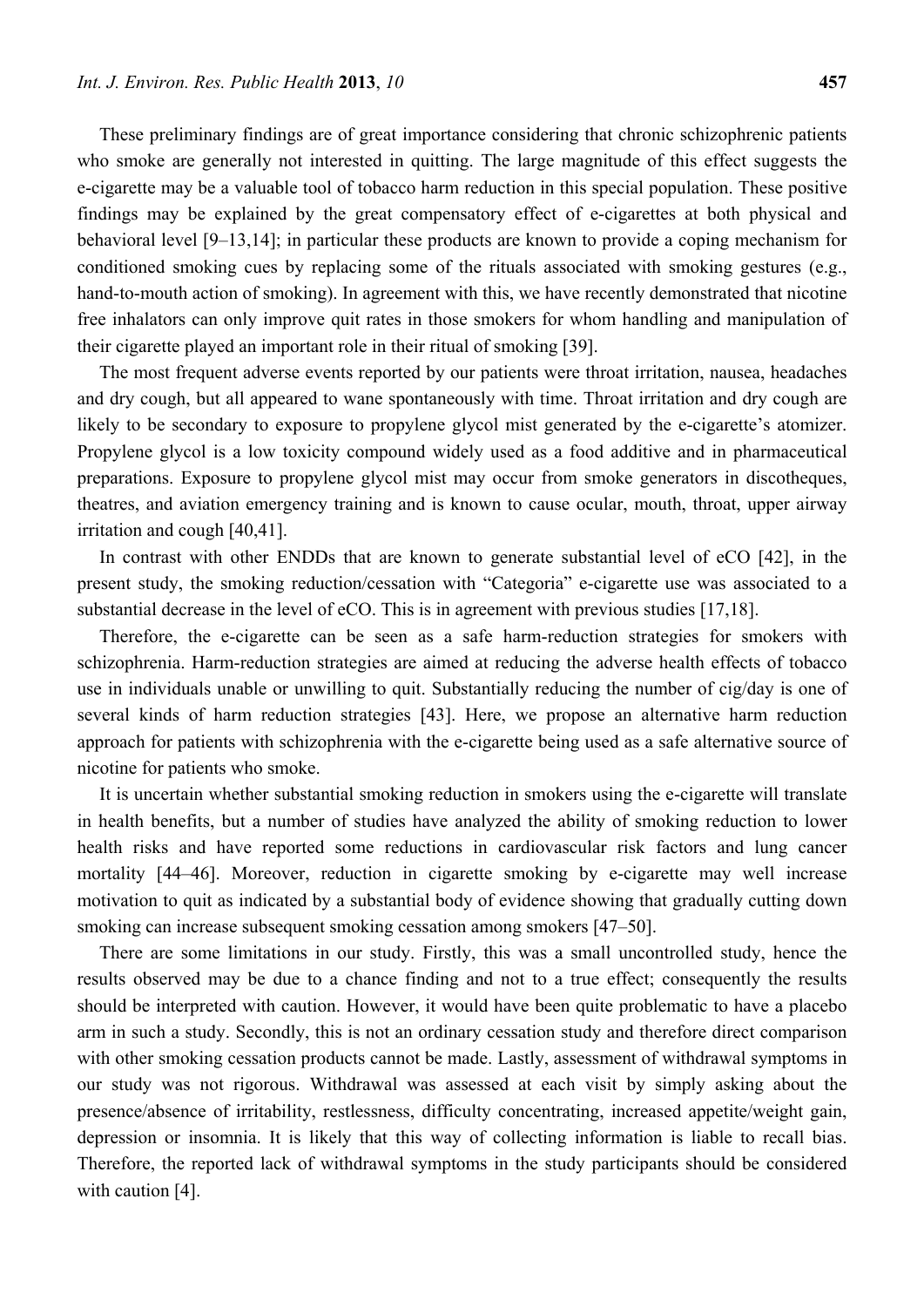These preliminary findings are of great importance considering that chronic schizophrenic patients who smoke are generally not interested in quitting. The large magnitude of this effect suggests the e-cigarette may be a valuable tool of tobacco harm reduction in this special population. These positive findings may be explained by the great compensatory effect of e-cigarettes at both physical and behavioral level [9–13,14]; in particular these products are known to provide a coping mechanism for conditioned smoking cues by replacing some of the rituals associated with smoking gestures (e.g., hand-to-mouth action of smoking). In agreement with this, we have recently demonstrated that nicotine free inhalators can only improve quit rates in those smokers for whom handling and manipulation of their cigarette played an important role in their ritual of smoking [39].

The most frequent adverse events reported by our patients were throat irritation, nausea, headaches and dry cough, but all appeared to wane spontaneously with time. Throat irritation and dry cough are likely to be secondary to exposure to propylene glycol mist generated by the e-cigarette's atomizer. Propylene glycol is a low toxicity compound widely used as a food additive and in pharmaceutical preparations. Exposure to propylene glycol mist may occur from smoke generators in discotheques, theatres, and aviation emergency training and is known to cause ocular, mouth, throat, upper airway irritation and cough [40,41].

In contrast with other ENDDs that are known to generate substantial level of eCO [42], in the present study, the smoking reduction/cessation with "Categoria" e-cigarette use was associated to a substantial decrease in the level of eCO. This is in agreement with previous studies [17,18].

Therefore, the e-cigarette can be seen as a safe harm-reduction strategies for smokers with schizophrenia. Harm-reduction strategies are aimed at reducing the adverse health effects of tobacco use in individuals unable or unwilling to quit. Substantially reducing the number of cig/day is one of several kinds of harm reduction strategies [43]. Here, we propose an alternative harm reduction approach for patients with schizophrenia with the e-cigarette being used as a safe alternative source of nicotine for patients who smoke.

It is uncertain whether substantial smoking reduction in smokers using the e-cigarette will translate in health benefits, but a number of studies have analyzed the ability of smoking reduction to lower health risks and have reported some reductions in cardiovascular risk factors and lung cancer mortality [44–46]. Moreover, reduction in cigarette smoking by e-cigarette may well increase motivation to quit as indicated by a substantial body of evidence showing that gradually cutting down smoking can increase subsequent smoking cessation among smokers [47–50].

There are some limitations in our study. Firstly, this was a small uncontrolled study, hence the results observed may be due to a chance finding and not to a true effect; consequently the results should be interpreted with caution. However, it would have been quite problematic to have a placebo arm in such a study. Secondly, this is not an ordinary cessation study and therefore direct comparison with other smoking cessation products cannot be made. Lastly, assessment of withdrawal symptoms in our study was not rigorous. Withdrawal was assessed at each visit by simply asking about the presence/absence of irritability, restlessness, difficulty concentrating, increased appetite/weight gain, depression or insomnia. It is likely that this way of collecting information is liable to recall bias. Therefore, the reported lack of withdrawal symptoms in the study participants should be considered with caution [4].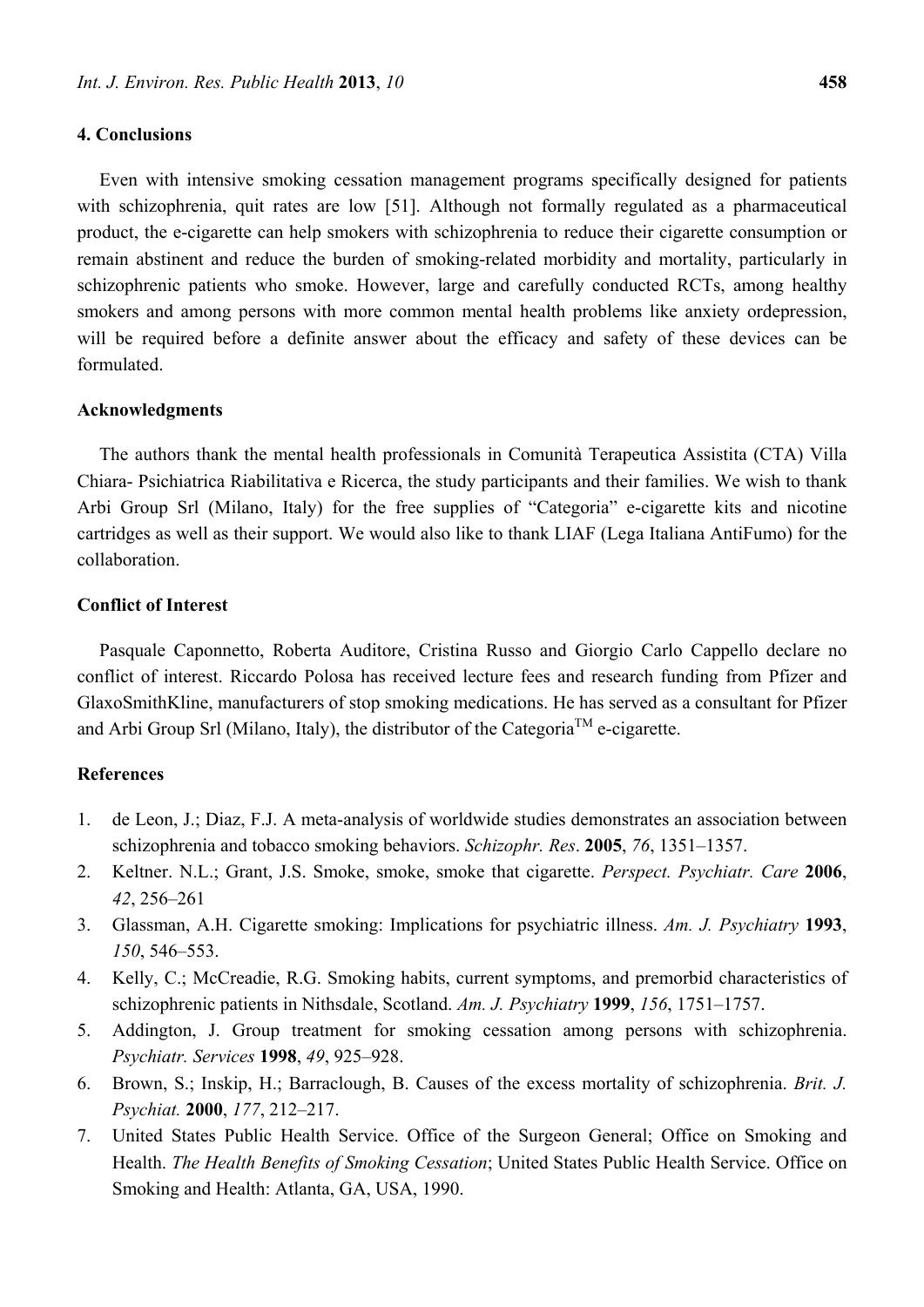## 4. Conclusions

Even with intensive smoking cessation management programs specifically designed for patients with schizophrenia, quit rates are low [51]. Although not formally regulated as a pharmaceutical product, the e-cigarette can help smokers with schizophrenia to reduce their cigarette consumption or remain abstinent and reduce the burden of smoking-related morbidity and mortality, particularly in schizophrenic patients who smoke. However, large and carefully conducted RCTs, among healthy smokers and among persons with more common mental health problems like anxiety ordepression, will be required before a definite answer about the efficacy and safety of these devices can be formulated.

## Acknowledgments

The authors thank the mental health professionals in Comunità Terapeutica Assistita (CTA) Villa Chiara- Psichiatrica Riabilitativa e Ricerca, the study participants and their families. We wish to thank Arbi Group Srl (Milano, Italy) for the free supplies of "Categoria" e-cigarette kits and nicotine cartridges as well as their support. We would also like to thank LIAF (Lega Italiana AntiFumo) for the collaboration.

## Conflict of Interest

Pasquale Caponnetto, Roberta Auditore, Cristina Russo and Giorgio Carlo Cappello declare no conflict of interest. Riccardo Polosa has received lecture fees and research funding from Pfizer and GlaxoSmithKline, manufacturers of stop smoking medications. He has served as a consultant for Pfizer and Arbi Group Srl (Milano, Italy), the distributor of the Categoria™ e-cigarette.

## References

1. de Leon, J.; Diaz, F.J. A meta-analysis of worldwide studies demonstrates an association between schizophrenia and tobacco smoking behaviors. *Schizophr. Res*. **2005**, *76*, 1351–1357.
2. Keltner. N.L.; Grant, J.S. Smoke, smoke, smoke that cigarette. *Perspect. Psychiatr. Care* **2006**, *42*, 256–261
3. Glassman, A.H. Cigarette smoking: Implications for psychiatric illness. *Am. J. Psychiatry* **1993**, *150*, 546–553.
4. Kelly, C.; McCreadie, R.G. Smoking habits, current symptoms, and premorbid characteristics of schizophrenic patients in Nithsdale, Scotland. *Am. J. Psychiatry* **1999**, *156*, 1751–1757.
5. Addington, J. Group treatment for smoking cessation among persons with schizophrenia. *Psychiatr. Services* **1998**, *49*, 925–928.
6. Brown, S.; Inskip, H.; Barraclough, B. Causes of the excess mortality of schizophrenia. *Brit. J. Psychiat.* **2000**, *177*, 212–217.
7. United States Public Health Service. Office of the Surgeon General; Office on Smoking and Health. *The Health Benefits of Smoking Cessation*; United States Public Health Service. Office on Smoking and Health: Atlanta, GA, USA, 1990.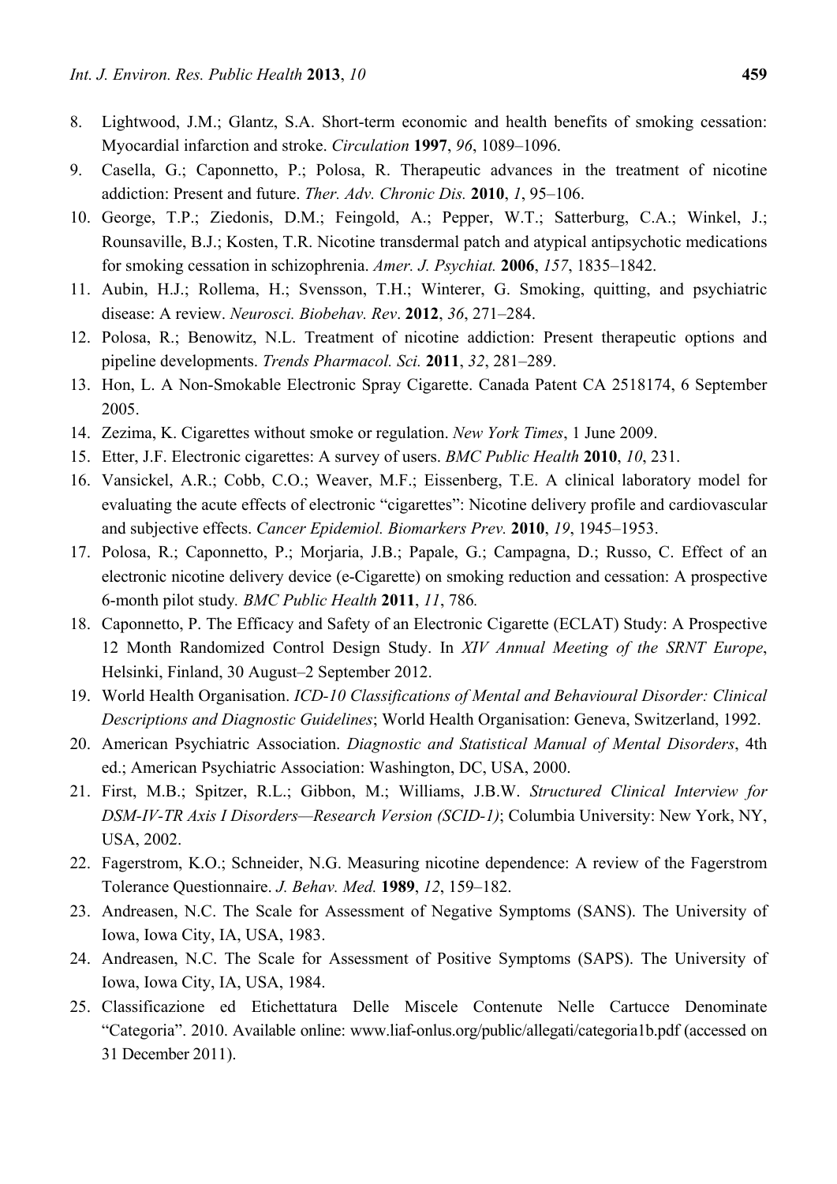8. Lightwood, J.M.; Glantz, S.A. Short-term economic and health benefits of smoking cessation: Myocardial infarction and stroke. *Circulation* **1997**, *96*, 1089–1096.
9. Casella, G.; Caponnetto, P.; Polosa, R. Therapeutic advances in the treatment of nicotine addiction: Present and future. *Ther. Adv. Chronic Dis.* **2010**, *1*, 95–106.
10. George, T.P.; Ziedonis, D.M.; Feingold, A.; Pepper, W.T.; Satterburg, C.A.; Winkel, J.; Rounsaville, B.J.; Kosten, T.R. Nicotine transdermal patch and atypical antipsychotic medications for smoking cessation in schizophrenia. *Amer. J. Psychiat.* **2006**, *157*, 1835–1842.
11. Aubin, H.J.; Rollema, H.; Svensson, T.H.; Winterer, G. Smoking, quitting, and psychiatric disease: A review. *Neurosci. Biobehav. Rev*. **2012**, *36*, 271–284.
12. Polosa, R.; Benowitz, N.L. Treatment of nicotine addiction: Present therapeutic options and pipeline developments. *Trends Pharmacol. Sci.* **2011**, *32*, 281–289.
13. Hon, L. A Non-Smokable Electronic Spray Cigarette. Canada Patent CA 2518174, 6 September 2005.
14. Zezima, K. Cigarettes without smoke or regulation. *New York Times*, 1 June 2009.
15. Etter, J.F. Electronic cigarettes: A survey of users. *BMC Public Health* **2010**, *10*, 231.
16. Vansickel, A.R.; Cobb, C.O.; Weaver, M.F.; Eissenberg, T.E. A clinical laboratory model for evaluating the acute effects of electronic "cigarettes": Nicotine delivery profile and cardiovascular and subjective effects. *Cancer Epidemiol. Biomarkers Prev.* **2010**, *19*, 1945–1953.
17. Polosa, R.; Caponnetto, P.; Morjaria, J.B.; Papale, G.; Campagna, D.; Russo, C. Effect of an electronic nicotine delivery device (e-Cigarette) on smoking reduction and cessation: A prospective 6-month pilot study. *BMC Public Health* **2011**, *11*, 786.
18. Caponnetto, P. The Efficacy and Safety of an Electronic Cigarette (ECLAT) Study: A Prospective 12 Month Randomized Control Design Study. In *XIV Annual Meeting of the SRNT Europe*, Helsinki, Finland, 30 August–2 September 2012.
19. World Health Organisation. *ICD-10 Classifications of Mental and Behavioural Disorder: Clinical Descriptions and Diagnostic Guidelines*; World Health Organisation: Geneva, Switzerland, 1992.
20. American Psychiatric Association. *Diagnostic and Statistical Manual of Mental Disorders*, 4th ed.; American Psychiatric Association: Washington, DC, USA, 2000.
21. First, M.B.; Spitzer, R.L.; Gibbon, M.; Williams, J.B.W. *Structured Clinical Interview for DSM-IV-TR Axis I Disorders—Research Version (SCID-1)*; Columbia University: New York, NY, USA, 2002.
22. Fagerstrom, K.O.; Schneider, N.G. Measuring nicotine dependence: A review of the Fagerstrom Tolerance Questionnaire. *J. Behav. Med.* **1989**, *12*, 159–182.
23. Andreasen, N.C. The Scale for Assessment of Negative Symptoms (SANS). The University of Iowa, Iowa City, IA, USA, 1983.
24. Andreasen, N.C. The Scale for Assessment of Positive Symptoms (SAPS). The University of Iowa, Iowa City, IA, USA, 1984.
25. Classificazione ed Etichettatura Delle Miscele Contenute Nelle Cartucce Denominate "Categoria". 2010. Available online: www.liaf-onlus.org/public/allegati/categoria1b.pdf (accessed on 31 December 2011).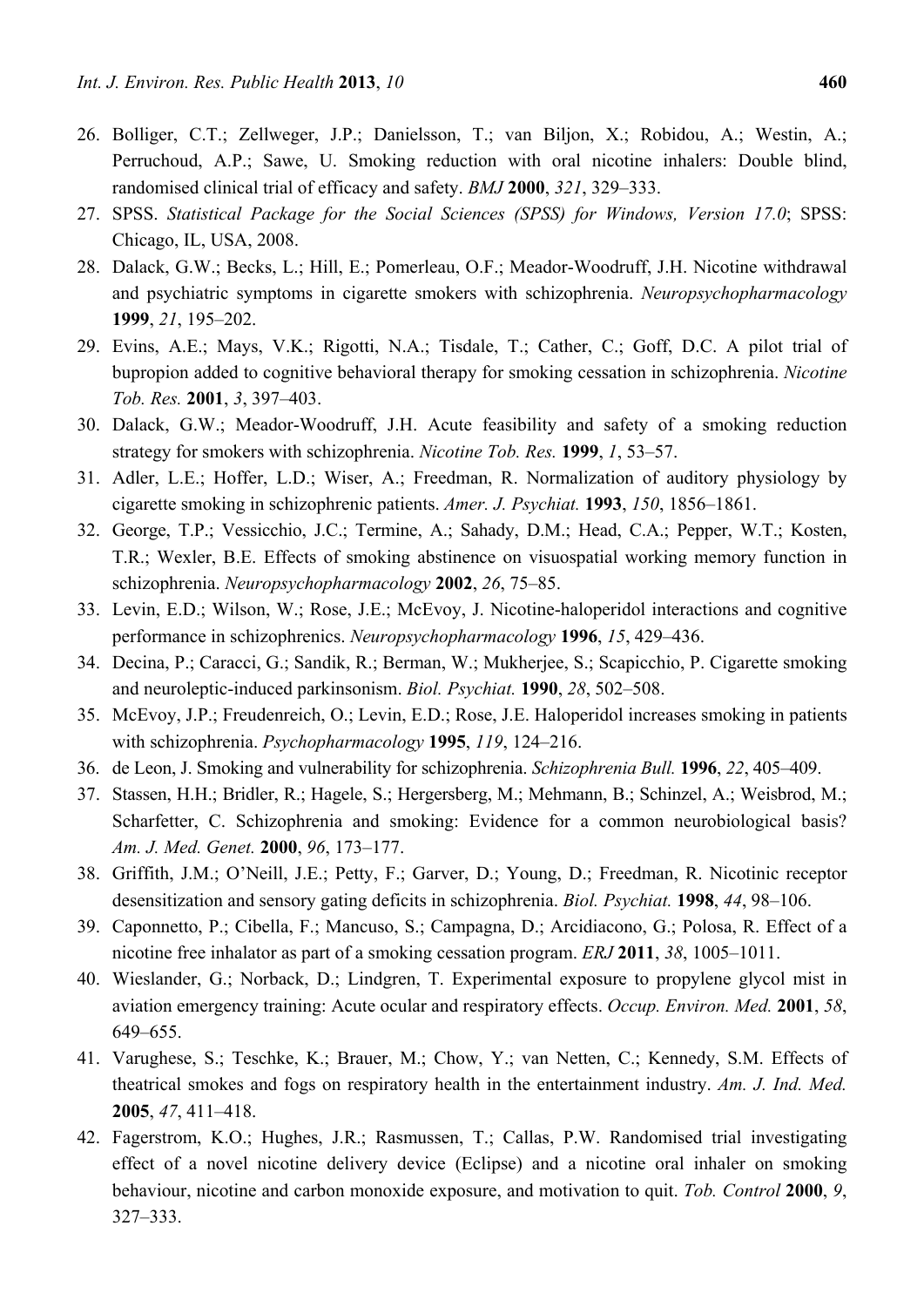26. Bolliger, C.T.; Zellweger, J.P.; Danielsson, T.; van Biljon, X.; Robidou, A.; Westin, A.; Perruchoud, A.P.; Sawe, U. Smoking reduction with oral nicotine inhalers: Double blind, randomised clinical trial of efficacy and safety. *BMJ* **2000**, *321*, 329–333.
27. SPSS. *Statistical Package for the Social Sciences (SPSS) for Windows, Version 17.0*; SPSS: Chicago, IL, USA, 2008.
28. Dalack, G.W.; Becks, L.; Hill, E.; Pomerleau, O.F.; Meador-Woodruff, J.H. Nicotine withdrawal and psychiatric symptoms in cigarette smokers with schizophrenia. *Neuropsychopharmacology* **1999**, *21*, 195–202.
29. Evins, A.E.; Mays, V.K.; Rigotti, N.A.; Tisdale, T.; Cather, C.; Goff, D.C. A pilot trial of bupropion added to cognitive behavioral therapy for smoking cessation in schizophrenia. *Nicotine Tob. Res.* **2001**, *3*, 397–403.
30. Dalack, G.W.; Meador-Woodruff, J.H. Acute feasibility and safety of a smoking reduction strategy for smokers with schizophrenia. *Nicotine Tob. Res.* **1999**, *1*, 53–57.
31. Adler, L.E.; Hoffer, L.D.; Wiser, A.; Freedman, R. Normalization of auditory physiology by cigarette smoking in schizophrenic patients. *Amer. J. Psychiat.* **1993**, *150*, 1856–1861.
32. George, T.P.; Vessicchio, J.C.; Termine, A.; Sahady, D.M.; Head, C.A.; Pepper, W.T.; Kosten, T.R.; Wexler, B.E. Effects of smoking abstinence on visuospatial working memory function in schizophrenia. *Neuropsychopharmacology* **2002**, *26*, 75–85.
33. Levin, E.D.; Wilson, W.; Rose, J.E.; McEvoy, J. Nicotine-haloperidol interactions and cognitive performance in schizophrenics. *Neuropsychopharmacology* **1996**, *15*, 429–436.
34. Decina, P.; Caracci, G.; Sandik, R.; Berman, W.; Mukherjee, S.; Scapicchio, P. Cigarette smoking and neuroleptic-induced parkinsonism. *Biol. Psychiat.* **1990**, *28*, 502–508.
35. McEvoy, J.P.; Freudenreich, O.; Levin, E.D.; Rose, J.E. Haloperidol increases smoking in patients with schizophrenia. *Psychopharmacology* **1995**, *119*, 124–216.
36. de Leon, J. Smoking and vulnerability for schizophrenia. *Schizophrenia Bull.* **1996**, *22*, 405–409.
37. Stassen, H.H.; Bridler, R.; Hagele, S.; Hergersberg, M.; Mehmann, B.; Schinzel, A.; Weisbrod, M.; Scharfetter, C. Schizophrenia and smoking: Evidence for a common neurobiological basis? *Am. J. Med. Genet.* **2000**, *96*, 173–177.
38. Griffith, J.M.; O'Neill, J.E.; Petty, F.; Garver, D.; Young, D.; Freedman, R. Nicotinic receptor desensitization and sensory gating deficits in schizophrenia. *Biol. Psychiat.* **1998**, *44*, 98–106.
39. Caponnetto, P.; Cibella, F.; Mancuso, S.; Campagna, D.; Arcidiacono, G.; Polosa, R. Effect of a nicotine free inhalator as part of a smoking cessation program. *ERJ* **2011**, *38*, 1005–1011.
40. Wieslander, G.; Norback, D.; Lindgren, T. Experimental exposure to propylene glycol mist in aviation emergency training: Acute ocular and respiratory effects. *Occup. Environ. Med.* **2001**, *58*, 649–655.
41. Varughese, S.; Teschke, K.; Brauer, M.; Chow, Y.; van Netten, C.; Kennedy, S.M. Effects of theatrical smokes and fogs on respiratory health in the entertainment industry. *Am. J. Ind. Med.* **2005**, *47*, 411–418.
42. Fagerstrom, K.O.; Hughes, J.R.; Rasmussen, T.; Callas, P.W. Randomised trial investigating effect of a novel nicotine delivery device (Eclipse) and a nicotine oral inhaler on smoking behaviour, nicotine and carbon monoxide exposure, and motivation to quit. *Tob. Control* **2000**, *9*, 327–333.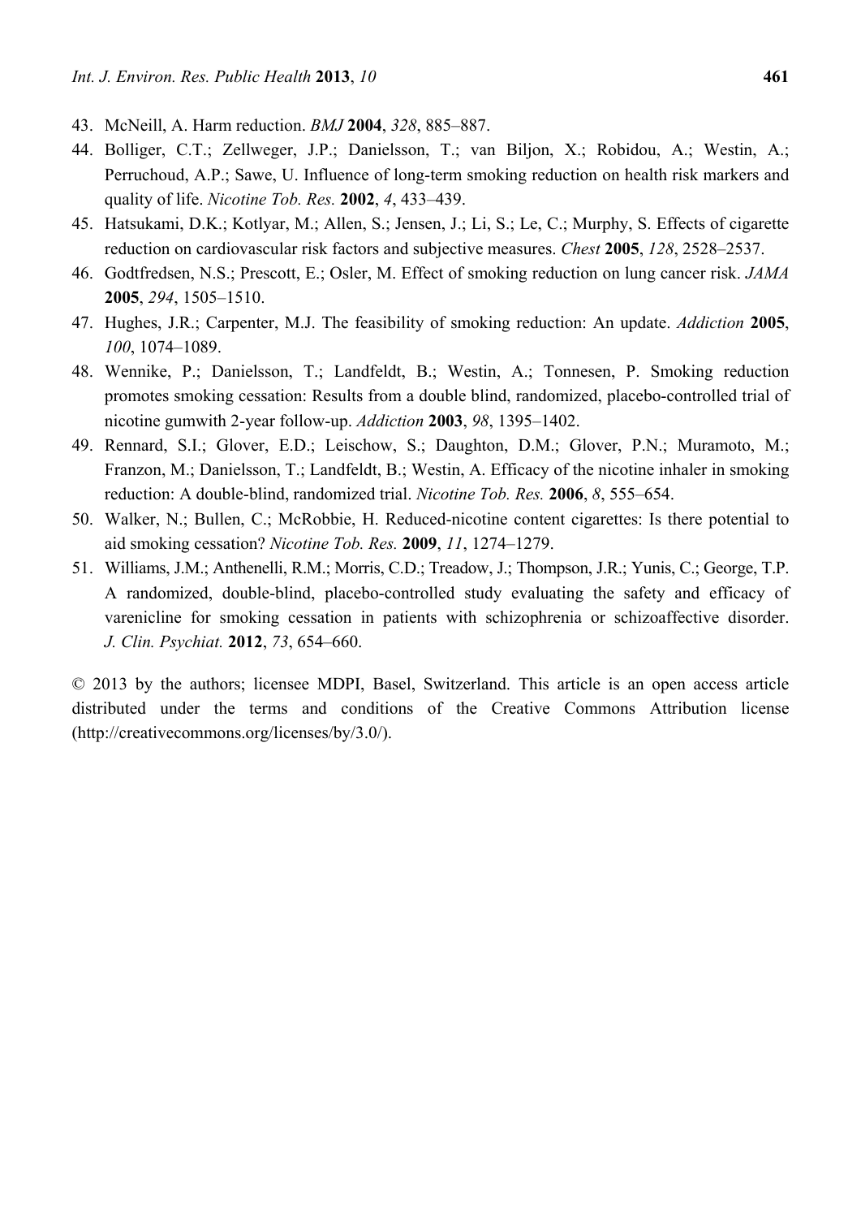43. McNeill, A. Harm reduction. *BMJ* **2004**, *328*, 885–887.
44. Bolliger, C.T.; Zellweger, J.P.; Danielsson, T.; van Biljon, X.; Robidou, A.; Westin, A.; Perruchoud, A.P.; Sawe, U. Influence of long-term smoking reduction on health risk markers and quality of life. *Nicotine Tob. Res.* **2002**, *4*, 433–439.
45. Hatsukami, D.K.; Kotlyar, M.; Allen, S.; Jensen, J.; Li, S.; Le, C.; Murphy, S. Effects of cigarette reduction on cardiovascular risk factors and subjective measures. *Chest* **2005**, *128*, 2528–2537.
46. Godtfredsen, N.S.; Prescott, E.; Osler, M. Effect of smoking reduction on lung cancer risk. *JAMA* **2005**, *294*, 1505–1510.
47. Hughes, J.R.; Carpenter, M.J. The feasibility of smoking reduction: An update. *Addiction* **2005**, *100*, 1074–1089.
48. Wennike, P.; Danielsson, T.; Landfeldt, B.; Westin, A.; Tonnesen, P. Smoking reduction promotes smoking cessation: Results from a double blind, randomized, placebo-controlled trial of nicotine gumwith 2-year follow-up. *Addiction* **2003**, *98*, 1395–1402.
49. Rennard, S.I.; Glover, E.D.; Leischow, S.; Daughton, D.M.; Glover, P.N.; Muramoto, M.; Franzon, M.; Danielsson, T.; Landfeldt, B.; Westin, A. Efficacy of the nicotine inhaler in smoking reduction: A double-blind, randomized trial. *Nicotine Tob. Res.* **2006**, *8*, 555–654.
50. Walker, N.; Bullen, C.; McRobbie, H. Reduced-nicotine content cigarettes: Is there potential to aid smoking cessation? *Nicotine Tob. Res.* **2009**, *11*, 1274–1279.
51. Williams, J.M.; Anthenelli, R.M.; Morris, C.D.; Treadow, J.; Thompson, J.R.; Yunis, C.; George, T.P. A randomized, double-blind, placebo-controlled study evaluating the safety and efficacy of varenicline for smoking cessation in patients with schizophrenia or schizoaffective disorder. *J. Clin. Psychiat.* **2012**, *73*, 654–660.

© 2013 by the authors; licensee MDPI, Basel, Switzerland. This article is an open access article distributed under the terms and conditions of the Creative Commons Attribution license (http://creativecommons.org/licenses/by/3.0/).